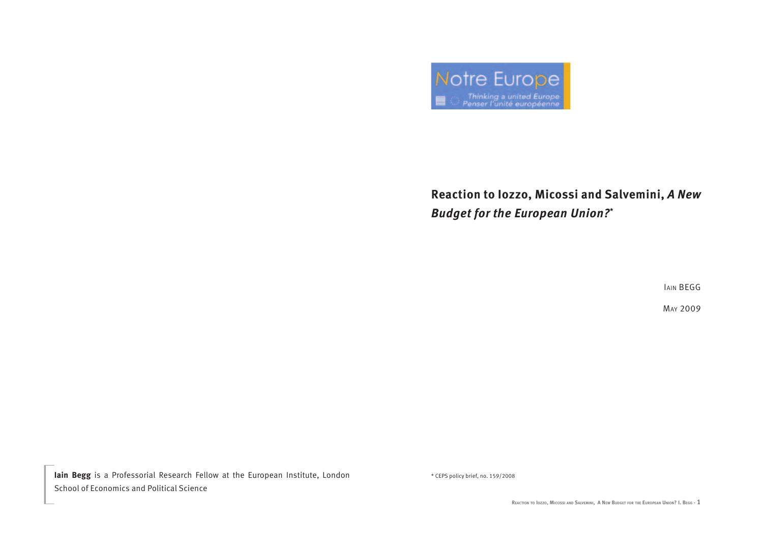Notre Europe

Thinking a united Europe
Penser l'unité européenne

# Reaction to Iozzo, Micossi and Salvemini, *A New Budget for the European Union?*[*]

IAIN BEGG

MAY 2009

**Iain Begg** is a Professorial Research Fellow at the European Institute, London School of Economics and Political Science

[*] CEPS policy brief, no. 159/2008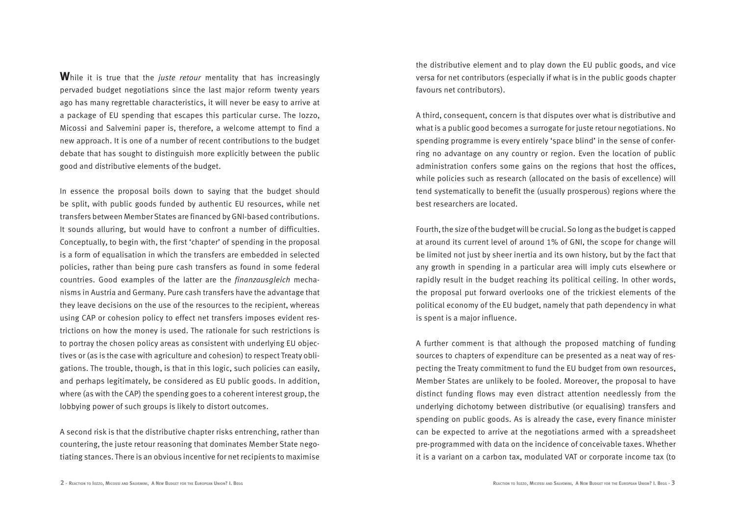**W**hile it is true that the *juste retour* mentality that has increasingly pervaded budget negotiations since the last major reform twenty years ago has many regrettable characteristics, it will never be easy to arrive at a package of EU spending that escapes this particular curse. The Iozzo, Micossi and Salvemini paper is, therefore, a welcome attempt to find a new approach. It is one of a number of recent contributions to the budget debate that has sought to distinguish more explicitly between the public good and distributive elements of the budget.

In essence the proposal boils down to saying that the budget should be split, with public goods funded by authentic EU resources, while net transfers between Member States are financed by GNI-based contributions. It sounds alluring, but would have to confront a number of difficulties. Conceptually, to begin with, the first 'chapter' of spending in the proposal is a form of equalisation in which the transfers are embedded in selected policies, rather than being pure cash transfers as found in some federal countries. Good examples of the latter are the *finanzausgleich* mechanisms in Austria and Germany. Pure cash transfers have the advantage that they leave decisions on the use of the resources to the recipient, whereas using CAP or cohesion policy to effect net transfers imposes evident restrictions on how the money is used. The rationale for such restrictions is to portray the chosen policy areas as consistent with underlying EU objectives or (as is the case with agriculture and cohesion) to respect Treaty obligations. The trouble, though, is that in this logic, such policies can easily, and perhaps legitimately, be considered as EU public goods. In addition, where (as with the CAP) the spending goes to a coherent interest group, the lobbying power of such groups is likely to distort outcomes.

A second risk is that the distributive chapter risks entrenching, rather than countering, the juste retour reasoning that dominates Member State negotiating stances. There is an obvious incentive for net recipients to maximise the distributive element and to play down the EU public goods, and vice versa for net contributors (especially if what is in the public goods chapter favours net contributors).

A third, consequent, concern is that disputes over what is distributive and what is a public good becomes a surrogate for juste retour negotiations. No spending programme is every entirely 'space blind' in the sense of conferring no advantage on any country or region. Even the location of public administration confers some gains on the regions that host the offices, while policies such as research (allocated on the basis of excellence) will tend systematically to benefit the (usually prosperous) regions where the best researchers are located.

Fourth, the size of the budget will be crucial. So long as the budget is capped at around its current level of around 1% of GNI, the scope for change will be limited not just by sheer inertia and its own history, but by the fact that any growth in spending in a particular area will imply cuts elsewhere or rapidly result in the budget reaching its political ceiling. In other words, the proposal put forward overlooks one of the trickiest elements of the political economy of the EU budget, namely that path dependency in what is spent is a major influence.

A further comment is that although the proposed matching of funding sources to chapters of expenditure can be presented as a neat way of respecting the Treaty commitment to fund the EU budget from own resources, Member States are unlikely to be fooled. Moreover, the proposal to have distinct funding flows may even distract attention needlessly from the underlying dichotomy between distributive (or equalising) transfers and spending on public goods. As is already the case, every finance minister can be expected to arrive at the negotiations armed with a spreadsheet pre-programmed with data on the incidence of conceivable taxes. Whether it is a variant on a carbon tax, modulated VAT or corporate income tax (to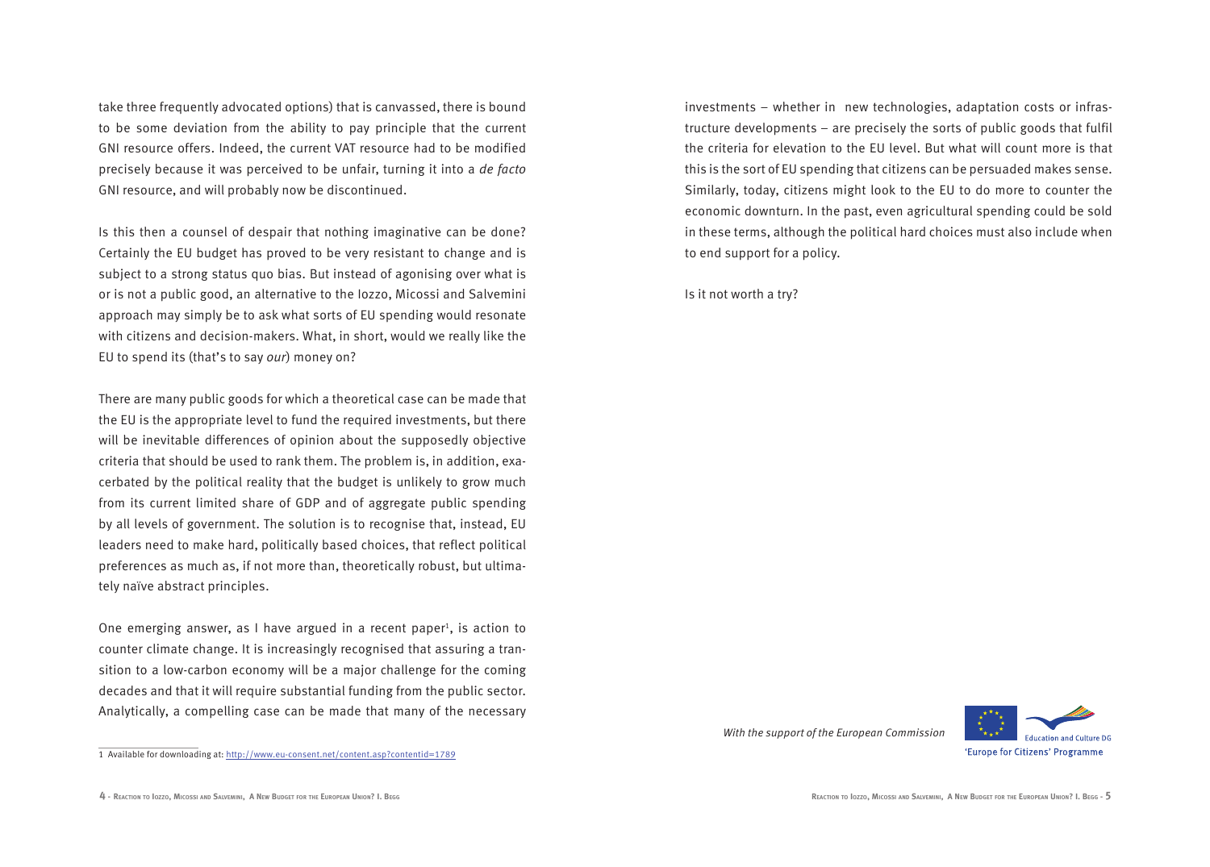take three frequently advocated options) that is canvassed, there is bound to be some deviation from the ability to pay principle that the current GNI resource offers. Indeed, the current VAT resource had to be modified precisely because it was perceived to be unfair, turning it into a *de facto* GNI resource, and will probably now be discontinued.

Is this then a counsel of despair that nothing imaginative can be done? Certainly the EU budget has proved to be very resistant to change and is subject to a strong status quo bias. But instead of agonising over what is or is not a public good, an alternative to the Iozzo, Micossi and Salvemini approach may simply be to ask what sorts of EU spending would resonate with citizens and decision-makers. What, in short, would we really like the EU to spend its (that's to say *our*) money on?

There are many public goods for which a theoretical case can be made that the EU is the appropriate level to fund the required investments, but there will be inevitable differences of opinion about the supposedly objective criteria that should be used to rank them. The problem is, in addition, exacerbated by the political reality that the budget is unlikely to grow much from its current limited share of GDP and of aggregate public spending by all levels of government. The solution is to recognise that, instead, EU leaders need to make hard, politically based choices, that reflect political preferences as much as, if not more than, theoretically robust, but ultimately naïve abstract principles.

One emerging answer, as I have argued in a recent paper[1], is action to counter climate change. It is increasingly recognised that assuring a transition to a low-carbon economy will be a major challenge for the coming decades and that it will require substantial funding from the public sector. Analytically, a compelling case can be made that many of the necessary investments – whether in new technologies, adaptation costs or infrastructure developments – are precisely the sorts of public goods that fulfil the criteria for elevation to the EU level. But what will count more is that this is the sort of EU spending that citizens can be persuaded makes sense. Similarly, today, citizens might look to the EU to do more to counter the economic downturn. In the past, even agricultural spending could be sold in these terms, although the political hard choices must also include when to end support for a policy.

Is it not worth a try?

[1] Available for downloading at: http://www.eu-consent.net/content.asp?contentid=1789

*With the support of the European Commission*

Education and Culture DG

'Europe for Citizens' Programme